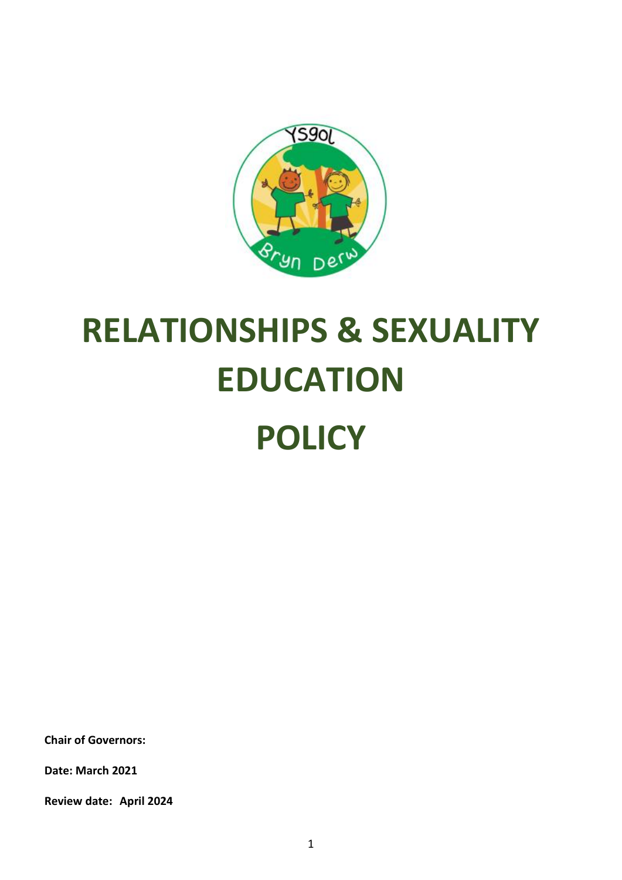# RELATIONSHIPS & SEXUALITY EDUCATION POLICY

**Chair of Governors:**

**Date: March 2021**

**Review date: April 2024**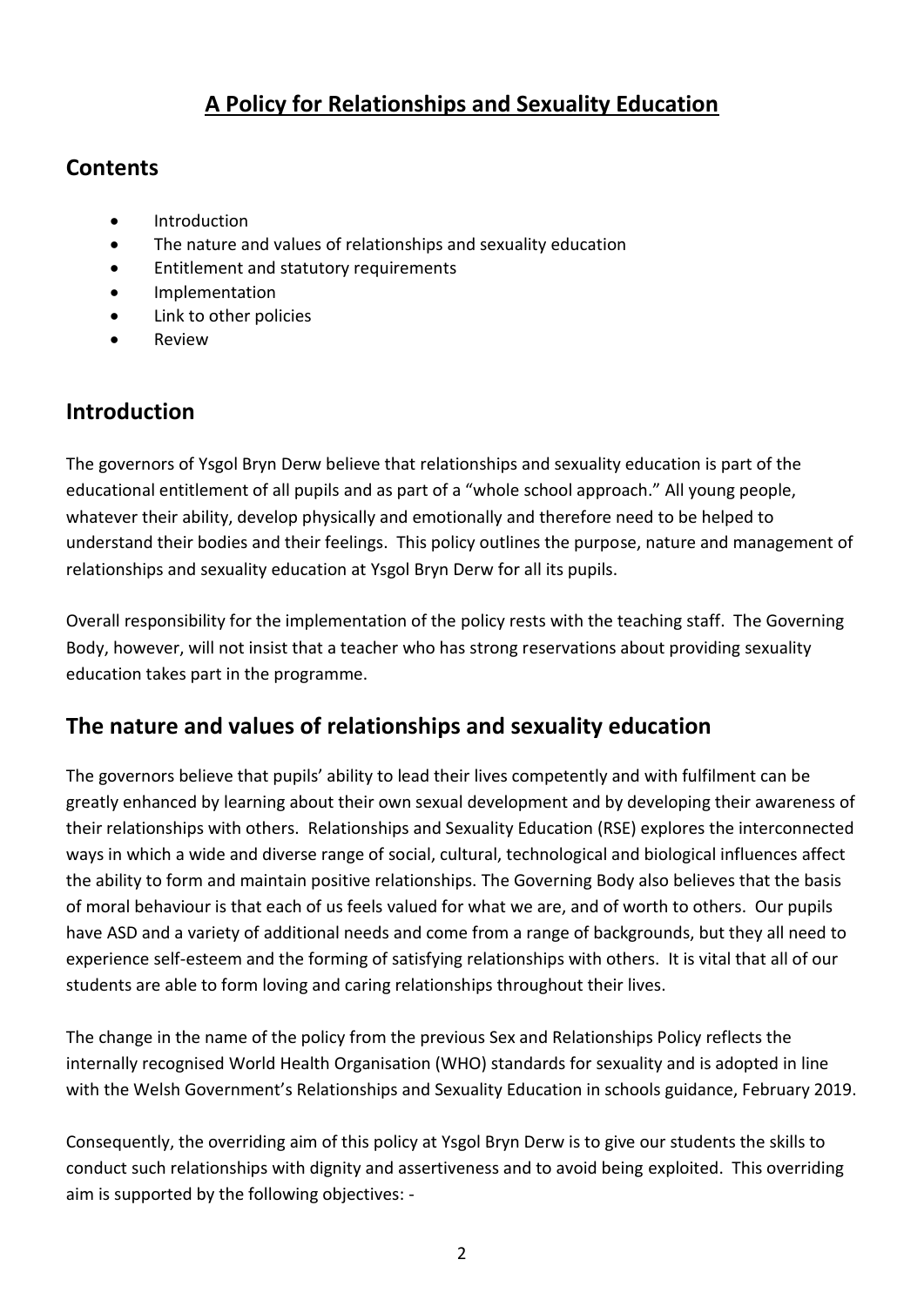# A Policy for Relationships and Sexuality Education

## Contents

- Introduction
- The nature and values of relationships and sexuality education
- Entitlement and statutory requirements
- Implementation
- Link to other policies
- Review

## Introduction

The governors of Ysgol Bryn Derw believe that relationships and sexuality education is part of the educational entitlement of all pupils and as part of a "whole school approach." All young people, whatever their ability, develop physically and emotionally and therefore need to be helped to understand their bodies and their feelings. This policy outlines the purpose, nature and management of relationships and sexuality education at Ysgol Bryn Derw for all its pupils.

Overall responsibility for the implementation of the policy rests with the teaching staff. The Governing Body, however, will not insist that a teacher who has strong reservations about providing sexuality education takes part in the programme.

## The nature and values of relationships and sexuality education

The governors believe that pupils' ability to lead their lives competently and with fulfilment can be greatly enhanced by learning about their own sexual development and by developing their awareness of their relationships with others. Relationships and Sexuality Education (RSE) explores the interconnected ways in which a wide and diverse range of social, cultural, technological and biological influences affect the ability to form and maintain positive relationships. The Governing Body also believes that the basis of moral behaviour is that each of us feels valued for what we are, and of worth to others. Our pupils have ASD and a variety of additional needs and come from a range of backgrounds, but they all need to experience self-esteem and the forming of satisfying relationships with others. It is vital that all of our students are able to form loving and caring relationships throughout their lives.

The change in the name of the policy from the previous Sex and Relationships Policy reflects the internally recognised World Health Organisation (WHO) standards for sexuality and is adopted in line with the Welsh Government's Relationships and Sexuality Education in schools guidance, February 2019.

Consequently, the overriding aim of this policy at Ysgol Bryn Derw is to give our students the skills to conduct such relationships with dignity and assertiveness and to avoid being exploited. This overriding aim is supported by the following objectives: -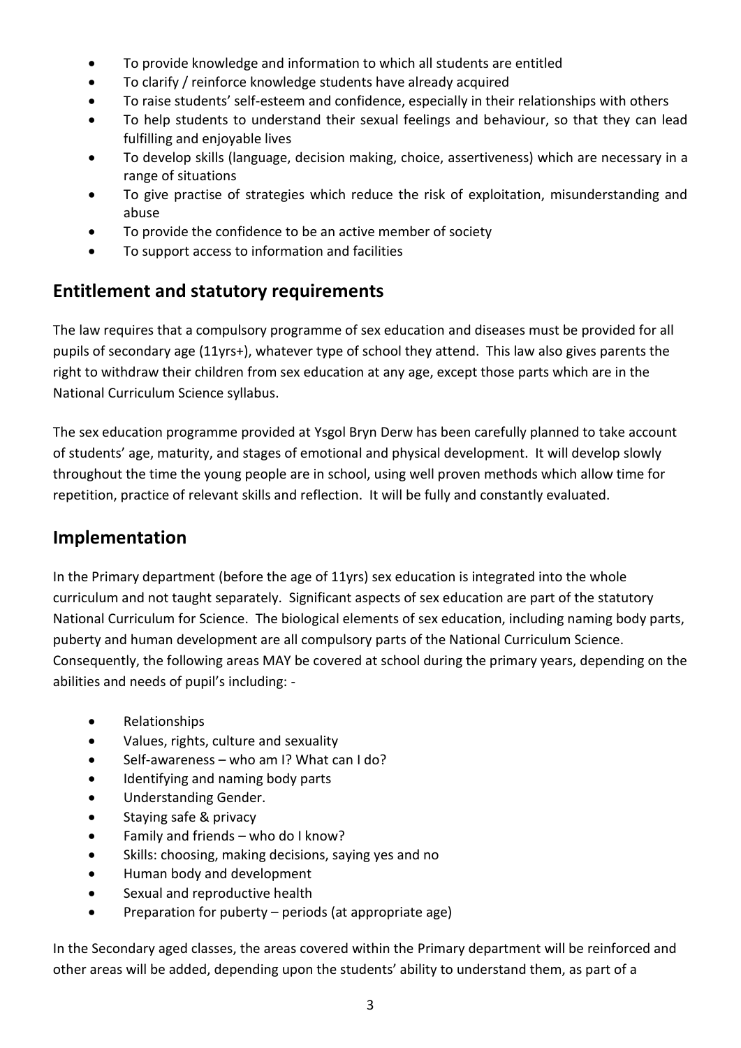- To provide knowledge and information to which all students are entitled
- To clarify / reinforce knowledge students have already acquired
- To raise students' self-esteem and confidence, especially in their relationships with others
- To help students to understand their sexual feelings and behaviour, so that they can lead fulfilling and enjoyable lives
- To develop skills (language, decision making, choice, assertiveness) which are necessary in a range of situations
- To give practise of strategies which reduce the risk of exploitation, misunderstanding and abuse
- To provide the confidence to be an active member of society
- To support access to information and facilities

## Entitlement and statutory requirements

The law requires that a compulsory programme of sex education and diseases must be provided for all pupils of secondary age (11yrs+), whatever type of school they attend. This law also gives parents the right to withdraw their children from sex education at any age, except those parts which are in the National Curriculum Science syllabus.

The sex education programme provided at Ysgol Bryn Derw has been carefully planned to take account of students' age, maturity, and stages of emotional and physical development. It will develop slowly throughout the time the young people are in school, using well proven methods which allow time for repetition, practice of relevant skills and reflection. It will be fully and constantly evaluated.

## Implementation

In the Primary department (before the age of 11yrs) sex education is integrated into the whole curriculum and not taught separately. Significant aspects of sex education are part of the statutory National Curriculum for Science. The biological elements of sex education, including naming body parts, puberty and human development are all compulsory parts of the National Curriculum Science. Consequently, the following areas MAY be covered at school during the primary years, depending on the abilities and needs of pupil's including: -

- Relationships
- Values, rights, culture and sexuality
- Self-awareness – who am I? What can I do?
- Identifying and naming body parts
- Understanding Gender.
- Staying safe & privacy
- Family and friends – who do I know?
- Skills: choosing, making decisions, saying yes and no
- Human body and development
- Sexual and reproductive health
- Preparation for puberty – periods (at appropriate age)

In the Secondary aged classes, the areas covered within the Primary department will be reinforced and other areas will be added, depending upon the students' ability to understand them, as part of a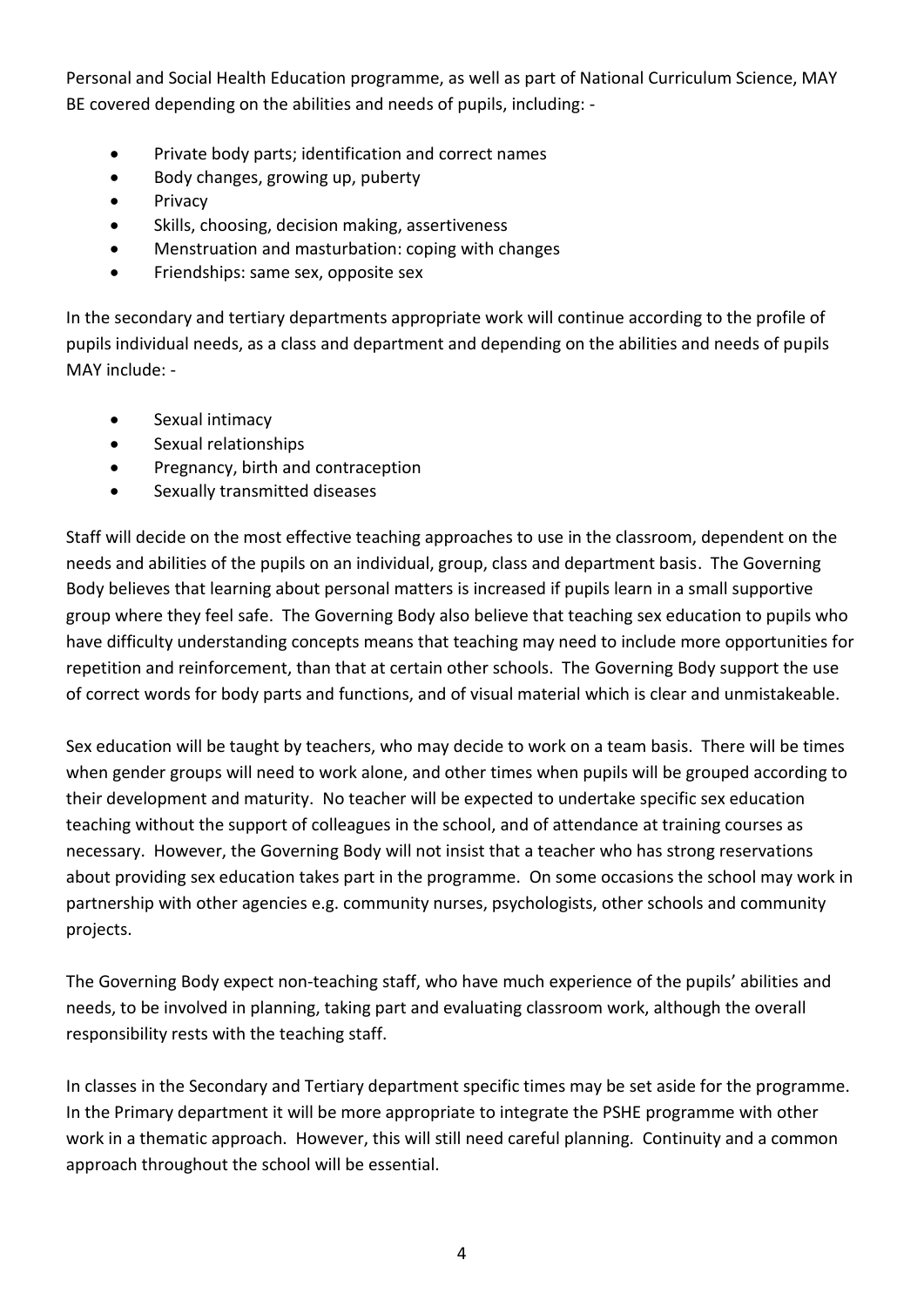Personal and Social Health Education programme, as well as part of National Curriculum Science, MAY BE covered depending on the abilities and needs of pupils, including: -

- Private body parts; identification and correct names
- Body changes, growing up, puberty
- Privacy
- Skills, choosing, decision making, assertiveness
- Menstruation and masturbation: coping with changes
- Friendships: same sex, opposite sex

In the secondary and tertiary departments appropriate work will continue according to the profile of pupils individual needs, as a class and department and depending on the abilities and needs of pupils MAY include: -

- Sexual intimacy
- Sexual relationships
- Pregnancy, birth and contraception
- Sexually transmitted diseases

Staff will decide on the most effective teaching approaches to use in the classroom, dependent on the needs and abilities of the pupils on an individual, group, class and department basis. The Governing Body believes that learning about personal matters is increased if pupils learn in a small supportive group where they feel safe. The Governing Body also believe that teaching sex education to pupils who have difficulty understanding concepts means that teaching may need to include more opportunities for repetition and reinforcement, than that at certain other schools. The Governing Body support the use of correct words for body parts and functions, and of visual material which is clear and unmistakeable.

Sex education will be taught by teachers, who may decide to work on a team basis. There will be times when gender groups will need to work alone, and other times when pupils will be grouped according to their development and maturity. No teacher will be expected to undertake specific sex education teaching without the support of colleagues in the school, and of attendance at training courses as necessary. However, the Governing Body will not insist that a teacher who has strong reservations about providing sex education takes part in the programme. On some occasions the school may work in partnership with other agencies e.g. community nurses, psychologists, other schools and community projects.

The Governing Body expect non-teaching staff, who have much experience of the pupils' abilities and needs, to be involved in planning, taking part and evaluating classroom work, although the overall responsibility rests with the teaching staff.

In classes in the Secondary and Tertiary department specific times may be set aside for the programme. In the Primary department it will be more appropriate to integrate the PSHE programme with other work in a thematic approach. However, this will still need careful planning. Continuity and a common approach throughout the school will be essential.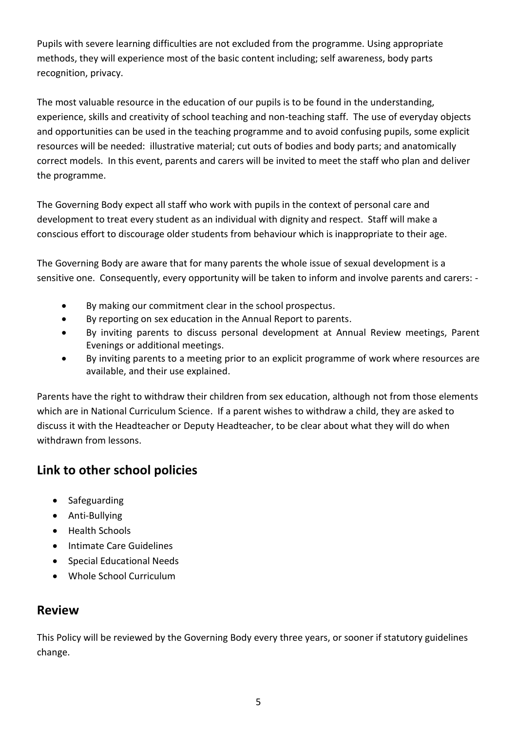Pupils with severe learning difficulties are not excluded from the programme. Using appropriate methods, they will experience most of the basic content including; self awareness, body parts recognition, privacy.

The most valuable resource in the education of our pupils is to be found in the understanding, experience, skills and creativity of school teaching and non-teaching staff. The use of everyday objects and opportunities can be used in the teaching programme and to avoid confusing pupils, some explicit resources will be needed: illustrative material; cut outs of bodies and body parts; and anatomically correct models. In this event, parents and carers will be invited to meet the staff who plan and deliver the programme.

The Governing Body expect all staff who work with pupils in the context of personal care and development to treat every student as an individual with dignity and respect. Staff will make a conscious effort to discourage older students from behaviour which is inappropriate to their age.

The Governing Body are aware that for many parents the whole issue of sexual development is a sensitive one. Consequently, every opportunity will be taken to inform and involve parents and carers: -

- By making our commitment clear in the school prospectus.
- By reporting on sex education in the Annual Report to parents.
- By inviting parents to discuss personal development at Annual Review meetings, Parent Evenings or additional meetings.
- By inviting parents to a meeting prior to an explicit programme of work where resources are available, and their use explained.

Parents have the right to withdraw their children from sex education, although not from those elements which are in National Curriculum Science. If a parent wishes to withdraw a child, they are asked to discuss it with the Headteacher or Deputy Headteacher, to be clear about what they will do when withdrawn from lessons.

## Link to other school policies

- Safeguarding
- Anti-Bullying
- Health Schools
- Intimate Care Guidelines
- Special Educational Needs
- Whole School Curriculum

## Review

This Policy will be reviewed by the Governing Body every three years, or sooner if statutory guidelines change.